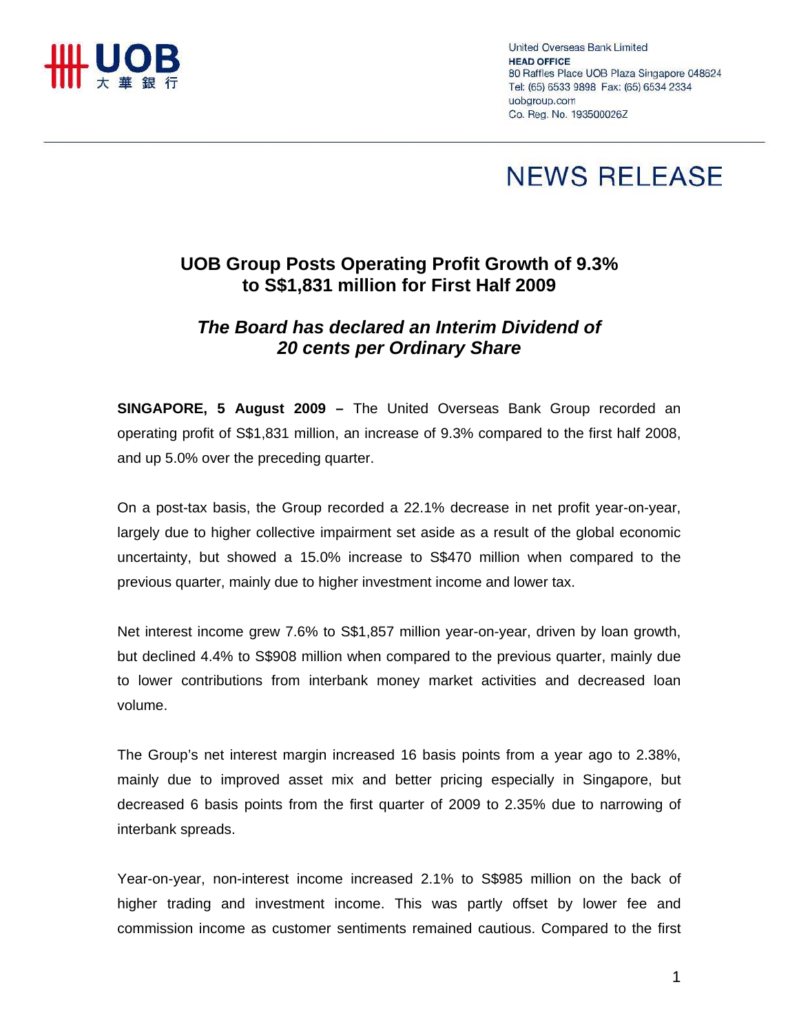United Overseas Bank Limited
**HEAD OFFICE**
80 Raffles Place UOB Plaza Singapore 048624
Tel: (65) 6533 9898 Fax: (65) 6534 2334
uobgroup.com
Co. Reg. No. 193500026Z

# NEWS RELEASE

## UOB Group Posts Operating Profit Growth of 9.3% to S$1,831 million for First Half 2009

### *The Board has declared an Interim Dividend of 20 cents per Ordinary Share*

**SINGAPORE, 5 August 2009 –** The United Overseas Bank Group recorded an operating profit of S$1,831 million, an increase of 9.3% compared to the first half 2008, and up 5.0% over the preceding quarter.

On a post-tax basis, the Group recorded a 22.1% decrease in net profit year-on-year, largely due to higher collective impairment set aside as a result of the global economic uncertainty, but showed a 15.0% increase to S$470 million when compared to the previous quarter, mainly due to higher investment income and lower tax.

Net interest income grew 7.6% to S$1,857 million year-on-year, driven by loan growth, but declined 4.4% to S$908 million when compared to the previous quarter, mainly due to lower contributions from interbank money market activities and decreased loan volume.

The Group's net interest margin increased 16 basis points from a year ago to 2.38%, mainly due to improved asset mix and better pricing especially in Singapore, but decreased 6 basis points from the first quarter of 2009 to 2.35% due to narrowing of interbank spreads.

Year-on-year, non-interest income increased 2.1% to S$985 million on the back of higher trading and investment income. This was partly offset by lower fee and commission income as customer sentiments remained cautious. Compared to the first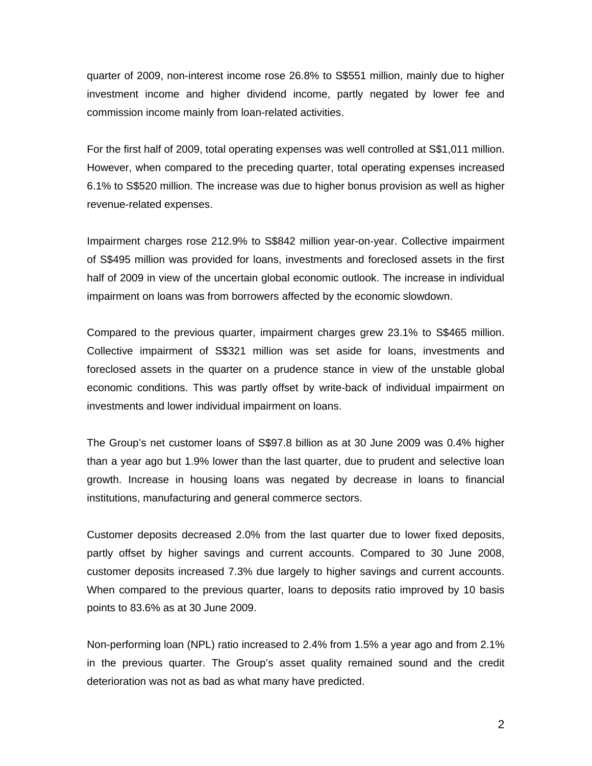quarter of 2009, non-interest income rose 26.8% to S$551 million, mainly due to higher investment income and higher dividend income, partly negated by lower fee and commission income mainly from loan-related activities.

For the first half of 2009, total operating expenses was well controlled at S$1,011 million. However, when compared to the preceding quarter, total operating expenses increased 6.1% to S$520 million. The increase was due to higher bonus provision as well as higher revenue-related expenses.

Impairment charges rose 212.9% to S$842 million year-on-year. Collective impairment of S$495 million was provided for loans, investments and foreclosed assets in the first half of 2009 in view of the uncertain global economic outlook. The increase in individual impairment on loans was from borrowers affected by the economic slowdown.

Compared to the previous quarter, impairment charges grew 23.1% to S$465 million. Collective impairment of S$321 million was set aside for loans, investments and foreclosed assets in the quarter on a prudence stance in view of the unstable global economic conditions. This was partly offset by write-back of individual impairment on investments and lower individual impairment on loans.

The Group's net customer loans of S$97.8 billion as at 30 June 2009 was 0.4% higher than a year ago but 1.9% lower than the last quarter, due to prudent and selective loan growth. Increase in housing loans was negated by decrease in loans to financial institutions, manufacturing and general commerce sectors.

Customer deposits decreased 2.0% from the last quarter due to lower fixed deposits, partly offset by higher savings and current accounts. Compared to 30 June 2008, customer deposits increased 7.3% due largely to higher savings and current accounts. When compared to the previous quarter, loans to deposits ratio improved by 10 basis points to 83.6% as at 30 June 2009.

Non-performing loan (NPL) ratio increased to 2.4% from 1.5% a year ago and from 2.1% in the previous quarter. The Group's asset quality remained sound and the credit deterioration was not as bad as what many have predicted.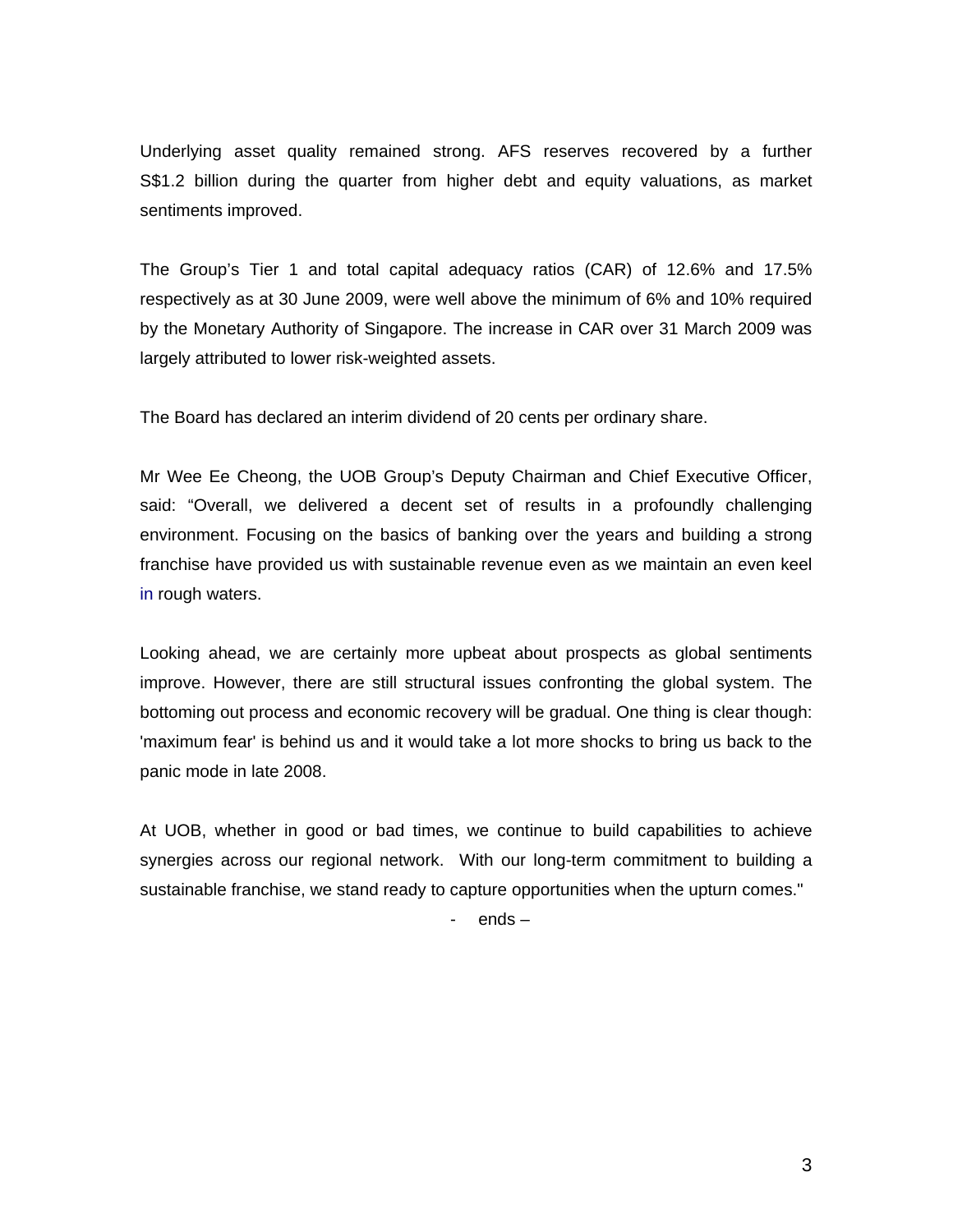Underlying asset quality remained strong. AFS reserves recovered by a further S$1.2 billion during the quarter from higher debt and equity valuations, as market sentiments improved.

The Group's Tier 1 and total capital adequacy ratios (CAR) of 12.6% and 17.5% respectively as at 30 June 2009, were well above the minimum of 6% and 10% required by the Monetary Authority of Singapore. The increase in CAR over 31 March 2009 was largely attributed to lower risk-weighted assets.

The Board has declared an interim dividend of 20 cents per ordinary share.

Mr Wee Ee Cheong, the UOB Group's Deputy Chairman and Chief Executive Officer, said: "Overall, we delivered a decent set of results in a profoundly challenging environment. Focusing on the basics of banking over the years and building a strong franchise have provided us with sustainable revenue even as we maintain an even keel in rough waters.

Looking ahead, we are certainly more upbeat about prospects as global sentiments improve. However, there are still structural issues confronting the global system. The bottoming out process and economic recovery will be gradual. One thing is clear though: 'maximum fear' is behind us and it would take a lot more shocks to bring us back to the panic mode in late 2008.

At UOB, whether in good or bad times, we continue to build capabilities to achieve synergies across our regional network. With our long-term commitment to building a sustainable franchise, we stand ready to capture opportunities when the upturn comes."

\- ends –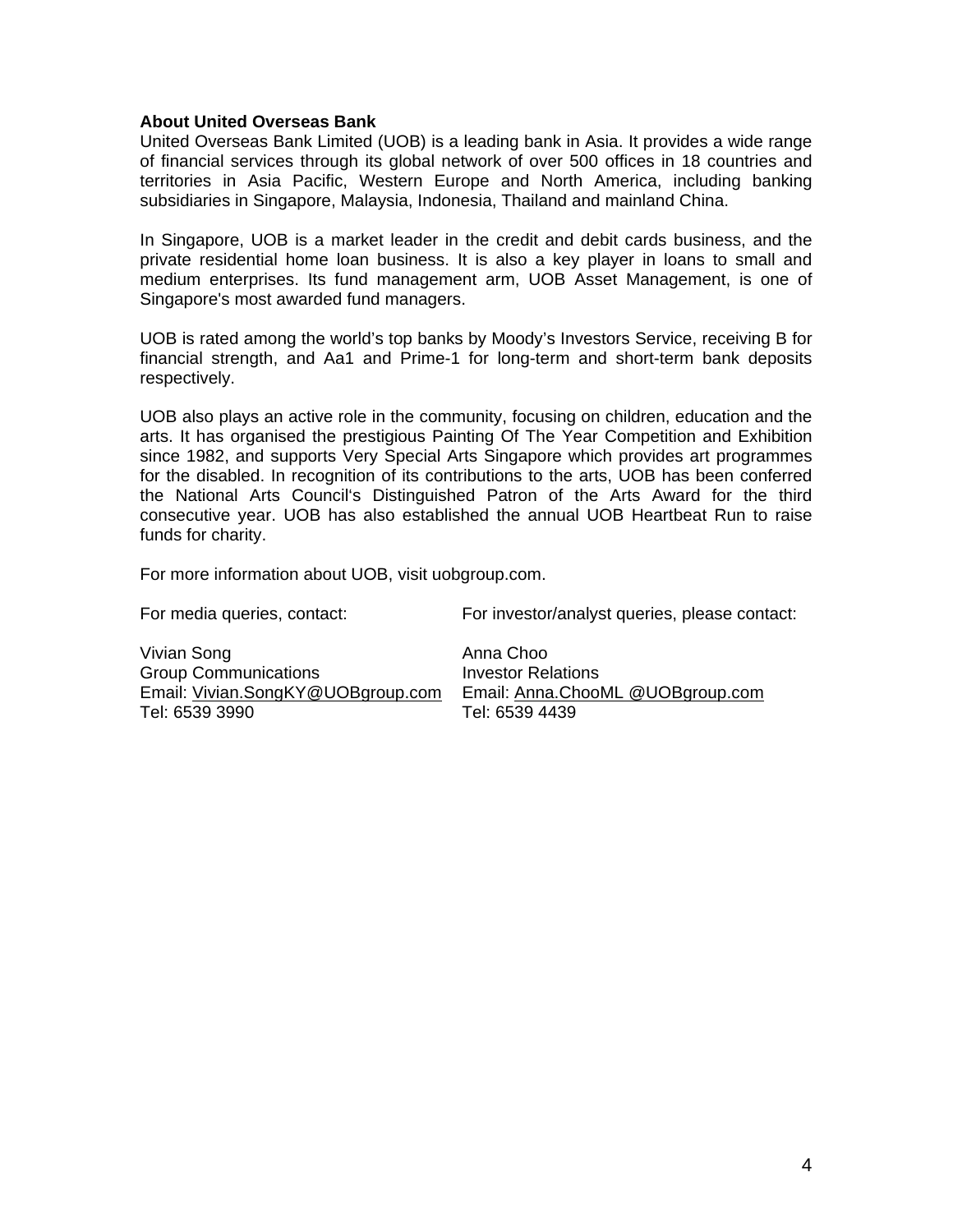**About United Overseas Bank**

United Overseas Bank Limited (UOB) is a leading bank in Asia. It provides a wide range of financial services through its global network of over 500 offices in 18 countries and territories in Asia Pacific, Western Europe and North America, including banking subsidiaries in Singapore, Malaysia, Indonesia, Thailand and mainland China.

In Singapore, UOB is a market leader in the credit and debit cards business, and the private residential home loan business. It is also a key player in loans to small and medium enterprises. Its fund management arm, UOB Asset Management, is one of Singapore's most awarded fund managers.

UOB is rated among the world's top banks by Moody's Investors Service, receiving B for financial strength, and Aa1 and Prime-1 for long-term and short-term bank deposits respectively.

UOB also plays an active role in the community, focusing on children, education and the arts. It has organised the prestigious Painting Of The Year Competition and Exhibition since 1982, and supports Very Special Arts Singapore which provides art programmes for the disabled. In recognition of its contributions to the arts, UOB has been conferred the National Arts Council's Distinguished Patron of the Arts Award for the third consecutive year. UOB has also established the annual UOB Heartbeat Run to raise funds for charity.

For more information about UOB, visit uobgroup.com.

For media queries, contact:

Vivian Song
Group Communications
Email: Vivian.SongKY@UOBgroup.com
Tel: 6539 3990

For investor/analyst queries, please contact:

Anna Choo
Investor Relations
Email: Anna.ChooML @UOBgroup.com
Tel: 6539 4439